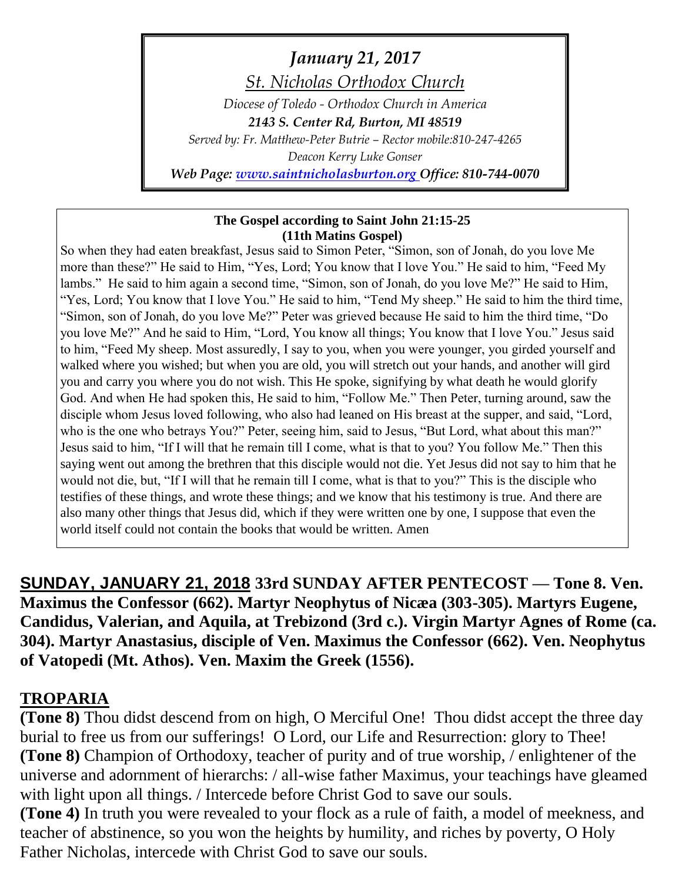*January 21, 2017*

*St. Nicholas Orthodox Church*

*Diocese of Toledo - Orthodox Church in America*

***2143 S. Center Rd, Burton, MI 48519***

*Served by: Fr. Matthew-Peter Butrie – Rector mobile:810-247-4265*

*Deacon Kerry Luke Gonser*

***Web Page: www.saintnicholasburton.org Office: 810-744-0070***

**The Gospel according to Saint John 21:15-25**
**(11th Matins Gospel)**

So when they had eaten breakfast, Jesus said to Simon Peter, "Simon, son of Jonah, do you love Me more than these?" He said to Him, "Yes, Lord; You know that I love You." He said to him, "Feed My lambs." He said to him again a second time, "Simon, son of Jonah, do you love Me?" He said to Him, "Yes, Lord; You know that I love You." He said to him, "Tend My sheep." He said to him the third time, "Simon, son of Jonah, do you love Me?" Peter was grieved because He said to him the third time, "Do you love Me?" And he said to Him, "Lord, You know all things; You know that I love You." Jesus said to him, "Feed My sheep. Most assuredly, I say to you, when you were younger, you girded yourself and walked where you wished; but when you are old, you will stretch out your hands, and another will gird you and carry you where you do not wish. This He spoke, signifying by what death he would glorify God. And when He had spoken this, He said to him, "Follow Me." Then Peter, turning around, saw the disciple whom Jesus loved following, who also had leaned on His breast at the supper, and said, "Lord, who is the one who betrays You?" Peter, seeing him, said to Jesus, "But Lord, what about this man?" Jesus said to him, "If I will that he remain till I come, what is that to you? You follow Me." Then this saying went out among the brethren that this disciple would not die. Yet Jesus did not say to him that he would not die, but, "If I will that he remain till I come, what is that to you?" This is the disciple who testifies of these things, and wrote these things; and we know that his testimony is true. And there are also many other things that Jesus did, which if they were written one by one, I suppose that even the world itself could not contain the books that would be written. Amen

**SUNDAY, JANUARY 21, 2018 33rd SUNDAY AFTER PENTECOST — Tone 8. Ven. Maximus the Confessor (662). Martyr Neophytus of Nicæa (303-305). Martyrs Eugene, Candidus, Valerian, and Aquila, at Trebizond (3rd c.). Virgin Martyr Agnes of Rome (ca. 304). Martyr Anastasius, disciple of Ven. Maximus the Confessor (662). Ven. Neophytus of Vatopedi (Mt. Athos). Ven. Maxim the Greek (1556).**

## TROPARIA

**(Tone 8)** Thou didst descend from on high, O Merciful One! Thou didst accept the three day burial to free us from our sufferings! O Lord, our Life and Resurrection: glory to Thee!

**(Tone 8)** Champion of Orthodoxy, teacher of purity and of true worship, / enlightener of the universe and adornment of hierarchs: / all-wise father Maximus, your teachings have gleamed with light upon all things. / Intercede before Christ God to save our souls.

**(Tone 4)** In truth you were revealed to your flock as a rule of faith, a model of meekness, and teacher of abstinence, so you won the heights by humility, and riches by poverty, O Holy Father Nicholas, intercede with Christ God to save our souls.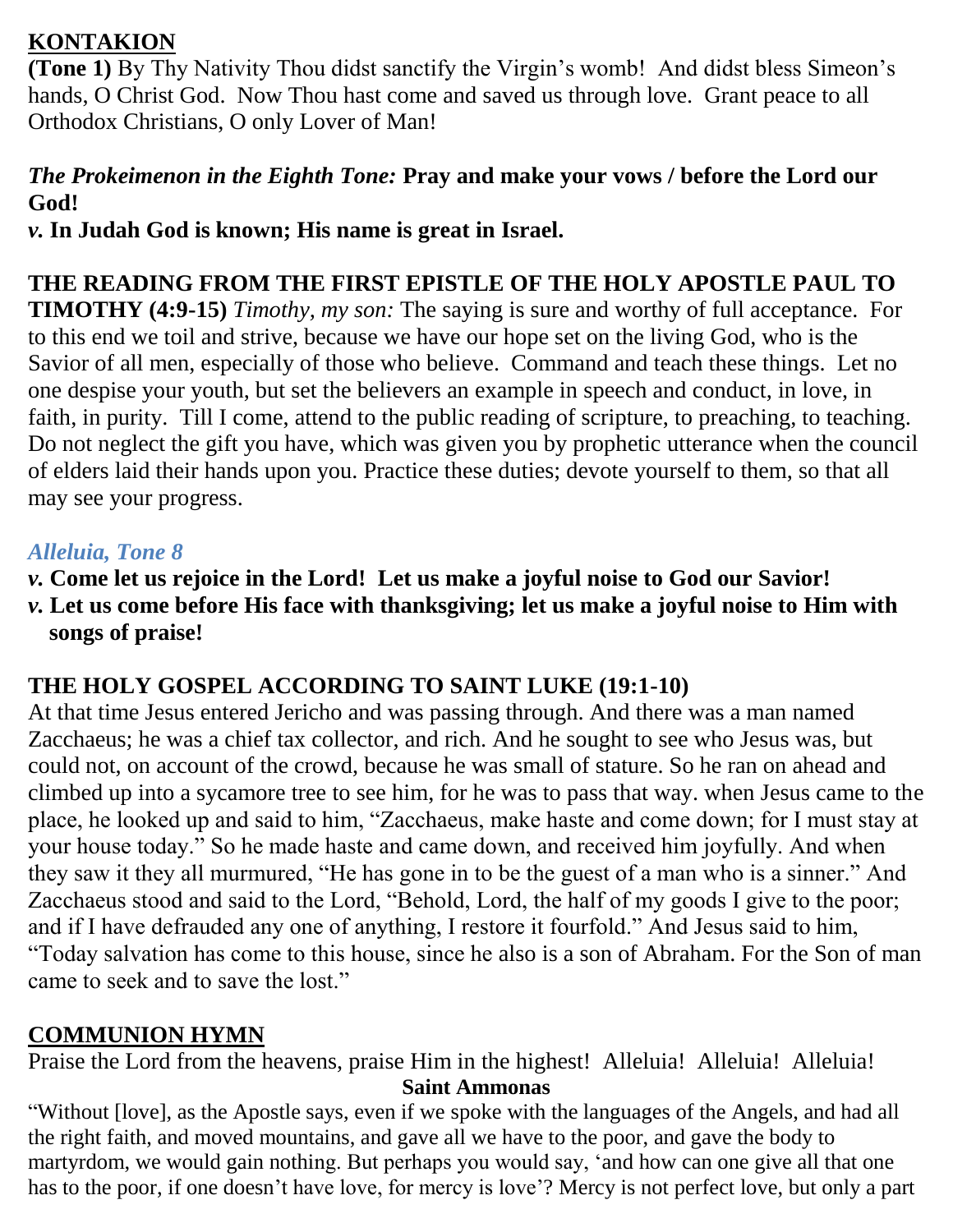## KONTAKION

**(Tone 1)** By Thy Nativity Thou didst sanctify the Virgin's womb! And didst bless Simeon's hands, O Christ God. Now Thou hast come and saved us through love. Grant peace to all Orthodox Christians, O only Lover of Man!

***The Prokeimenon in the Eighth Tone:*** **Pray and make your vows / before the Lord our God!**

***v.*** **In Judah God is known; His name is great in Israel.**

**THE READING FROM THE FIRST EPISTLE OF THE HOLY APOSTLE PAUL TO TIMOTHY (4:9-15)** *Timothy, my son:* The saying is sure and worthy of full acceptance. For to this end we toil and strive, because we have our hope set on the living God, who is the Savior of all men, especially of those who believe. Command and teach these things. Let no one despise your youth, but set the believers an example in speech and conduct, in love, in faith, in purity. Till I come, attend to the public reading of scripture, to preaching, to teaching. Do not neglect the gift you have, which was given you by prophetic utterance when the council of elders laid their hands upon you. Practice these duties; devote yourself to them, so that all may see your progress.

### *Alleluia, Tone 8*

***v.*** **Come let us rejoice in the Lord! Let us make a joyful noise to God our Savior!**

***v.*** **Let us come before His face with thanksgiving; let us make a joyful noise to Him with songs of praise!**

**THE HOLY GOSPEL ACCORDING TO SAINT LUKE (19:1-10)**

At that time Jesus entered Jericho and was passing through. And there was a man named Zacchaeus; he was a chief tax collector, and rich. And he sought to see who Jesus was, but could not, on account of the crowd, because he was small of stature. So he ran on ahead and climbed up into a sycamore tree to see him, for he was to pass that way. when Jesus came to the place, he looked up and said to him, "Zacchaeus, make haste and come down; for I must stay at your house today." So he made haste and came down, and received him joyfully. And when they saw it they all murmured, "He has gone in to be the guest of a man who is a sinner." And Zacchaeus stood and said to the Lord, "Behold, Lord, the half of my goods I give to the poor; and if I have defrauded any one of anything, I restore it fourfold." And Jesus said to him, "Today salvation has come to this house, since he also is a son of Abraham. For the Son of man came to seek and to save the lost."

## COMMUNION HYMN

Praise the Lord from the heavens, praise Him in the highest! Alleluia! Alleluia! Alleluia!

**Saint Ammonas**

"Without [love], as the Apostle says, even if we spoke with the languages of the Angels, and had all the right faith, and moved mountains, and gave all we have to the poor, and gave the body to martyrdom, we would gain nothing. But perhaps you would say, 'and how can one give all that one has to the poor, if one doesn't have love, for mercy is love'? Mercy is not perfect love, but only a part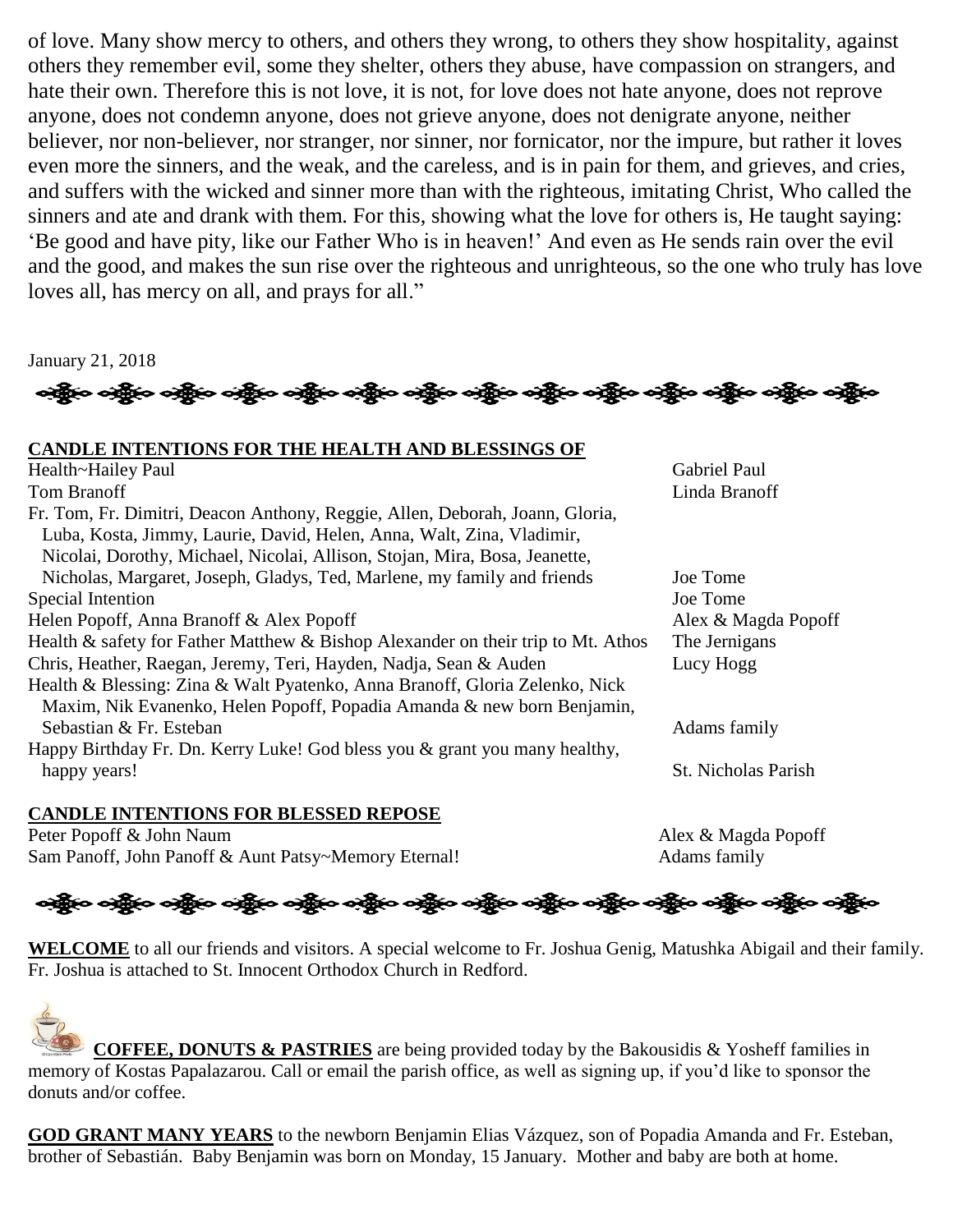of love. Many show mercy to others, and others they wrong, to others they show hospitality, against others they remember evil, some they shelter, others they abuse, have compassion on strangers, and hate their own. Therefore this is not love, it is not, for love does not hate anyone, does not reprove anyone, does not condemn anyone, does not grieve anyone, does not denigrate anyone, neither believer, nor non-believer, nor stranger, nor sinner, nor fornicator, nor the impure, but rather it loves even more the sinners, and the weak, and the careless, and is in pain for them, and grieves, and cries, and suffers with the wicked and sinner more than with the righteous, imitating Christ, Who called the sinners and ate and drank with them. For this, showing what the love for others is, He taught saying: 'Be good and have pity, like our Father Who is in heaven!' And even as He sends rain over the evil and the good, and makes the sun rise over the righteous and unrighteous, so the one who truly has love loves all, has mercy on all, and prays for all."

January 21, 2018

**CANDLE INTENTIONS FOR THE HEALTH AND BLESSINGS OF**

| Intention | From |
| --- | --- |
| Health~Hailey Paul | Gabriel Paul |
| Tom Branoff | Linda Branoff |
| Fr. Tom, Fr. Dimitri, Deacon Anthony, Reggie, Allen, Deborah, Joann, Gloria, Luba, Kosta, Jimmy, Laurie, David, Helen, Anna, Walt, Zina, Vladimir, Nicolai, Dorothy, Michael, Nicolai, Allison, Stojan, Mira, Bosa, Jeanette, Nicholas, Margaret, Joseph, Gladys, Ted, Marlene, my family and friends | Joe Tome |
| Special Intention | Joe Tome |
| Helen Popoff, Anna Branoff & Alex Popoff | Alex & Magda Popoff |
| Health & safety for Father Matthew & Bishop Alexander on their trip to Mt. Athos | The Jernigans |
| Chris, Heather, Raegan, Jeremy, Teri, Hayden, Nadja, Sean & Auden | Lucy Hogg |
| Health & Blessing: Zina & Walt Pyatenko, Anna Branoff, Gloria Zelenko, Nick Maxim, Nik Evanenko, Helen Popoff, Popadia Amanda & new born Benjamin, Sebastian & Fr. Esteban | Adams family |
| Happy Birthday Fr. Dn. Kerry Luke! God bless you & grant you many healthy, happy years! | St. Nicholas Parish |

**CANDLE INTENTIONS FOR BLESSED REPOSE**

| Intention | From |
| --- | --- |
| Peter Popoff & John Naum | Alex & Magda Popoff |
| Sam Panoff, John Panoff & Aunt Patsy~Memory Eternal! | Adams family |

**WELCOME** to all our friends and visitors. A special welcome to Fr. Joshua Genig, Matushka Abigail and their family. Fr. Joshua is attached to St. Innocent Orthodox Church in Redford.

**COFFEE, DONUTS & PASTRIES** are being provided today by the Bakousidis & Yosheff families in memory of Kostas Papalazarou. Call or email the parish office, as well as signing up, if you'd like to sponsor the donuts and/or coffee.

**GOD GRANT MANY YEARS** to the newborn Benjamin Elias Vázquez, son of Popadia Amanda and Fr. Esteban, brother of Sebastián. Baby Benjamin was born on Monday, 15 January. Mother and baby are both at home.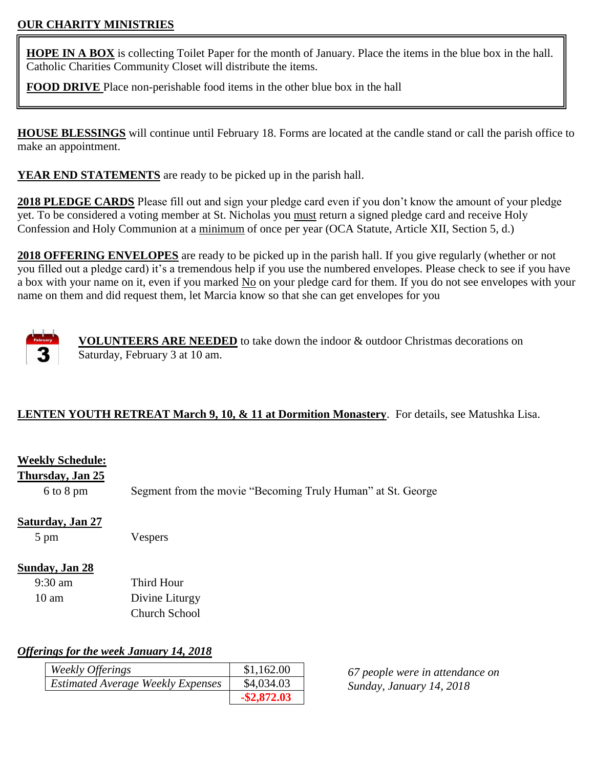## OUR CHARITY MINISTRIES

**HOPE IN A BOX** is collecting Toilet Paper for the month of January. Place the items in the blue box in the hall. Catholic Charities Community Closet will distribute the items.

**FOOD DRIVE** Place non-perishable food items in the other blue box in the hall

**HOUSE BLESSINGS** will continue until February 18. Forms are located at the candle stand or call the parish office to make an appointment.

**YEAR END STATEMENTS** are ready to be picked up in the parish hall.

**2018 PLEDGE CARDS** Please fill out and sign your pledge card even if you don't know the amount of your pledge yet. To be considered a voting member at St. Nicholas you must return a signed pledge card and receive Holy Confession and Holy Communion at a minimum of once per year (OCA Statute, Article XII, Section 5, d.)

**2018 OFFERING ENVELOPES** are ready to be picked up in the parish hall. If you give regularly (whether or not you filled out a pledge card) it's a tremendous help if you use the numbered envelopes. Please check to see if you have a box with your name on it, even if you marked No on your pledge card for them. If you do not see envelopes with your name on them and did request them, let Marcia know so that she can get envelopes for you

**VOLUNTEERS ARE NEEDED** to take down the indoor & outdoor Christmas decorations on Saturday, February 3 at 10 am.

**LENTEN YOUTH RETREAT March 9, 10, & 11 at Dormition Monastery**. For details, see Matushka Lisa.

## Weekly Schedule:

**Thursday, Jan 25**

6 to 8 pm — Segment from the movie "Becoming Truly Human" at St. George

**Saturday, Jan 27**

5 pm — Vespers

**Sunday, Jan 28**

9:30 am — Third Hour

10 am — Divine Liturgy

Church School

***Offerings for the week January 14, 2018***

| | |
|---|---|
| *Weekly Offerings* | $1,162.00 |
| *Estimated Average Weekly Expenses* | $4,034.03 |
| | **-$2,872.03** |

*67 people were in attendance on Sunday, January 14, 2018*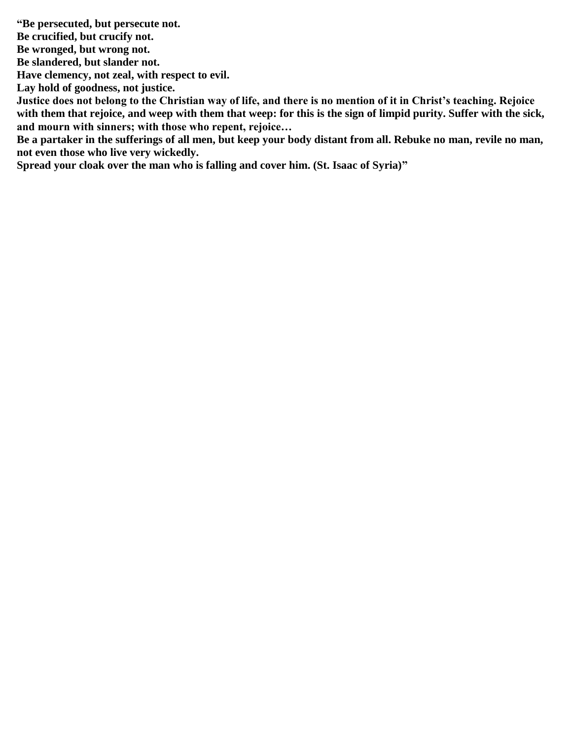**"Be persecuted, but persecute not.**
**Be crucified, but crucify not.**
**Be wronged, but wrong not.**
**Be slandered, but slander not.**
**Have clemency, not zeal, with respect to evil.**
**Lay hold of goodness, not justice.**
**Justice does not belong to the Christian way of life, and there is no mention of it in Christ's teaching. Rejoice with them that rejoice, and weep with them that weep: for this is the sign of limpid purity. Suffer with the sick, and mourn with sinners; with those who repent, rejoice…**
**Be a partaker in the sufferings of all men, but keep your body distant from all. Rebuke no man, revile no man, not even those who live very wickedly.**
**Spread your cloak over the man who is falling and cover him. (St. Isaac of Syria)"**